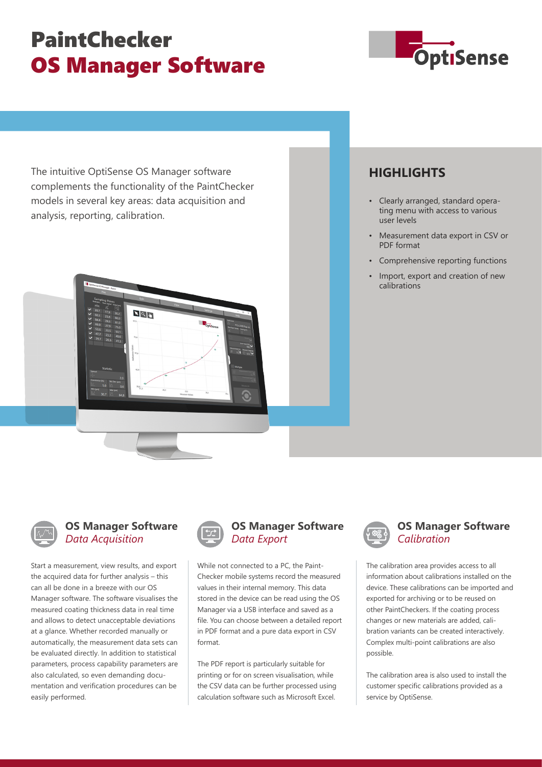# PaintChecker
# OS Manager Software

The intuitive OptiSense OS Manager software complements the functionality of the PaintChecker models in several key areas: data acquisition and analysis, reporting, calibration.

## HIGHLIGHTS

- Clearly arranged, standard operating menu with access to various user levels
- Measurement data export in CSV or PDF format
- Comprehensive reporting functions
- Import, export and creation of new calibrations

### OS Manager Software *Data Acquisition*

Start a measurement, view results, and export the acquired data for further analysis – this can all be done in a breeze with our OS Manager software. The software visualises the measured coating thickness data in real time and allows to detect unacceptable deviations at a glance. Whether recorded manually or automatically, the measurement data sets can be evaluated directly. In addition to statistical parameters, process capability parameters are also calculated, so even demanding documentation and verification procedures can be easily performed.

### OS Manager Software *Data Export*

While not connected to a PC, the PaintChecker mobile systems record the measured values in their internal memory. This data stored in the device can be read using the OS Manager via a USB interface and saved as a file. You can choose between a detailed report in PDF format and a pure data export in CSV format.

The PDF report is particularly suitable for printing or for on screen visualisation, while the CSV data can be further processed using calculation software such as Microsoft Excel.

### OS Manager Software *Calibration*

The calibration area provides access to all information about calibrations installed on the device. These calibrations can be imported and exported for archiving or to be reused on other PaintCheckers. If the coating process changes or new materials are added, calibration variants can be created interactively. Complex multi-point calibrations are also possible.

The calibration area is also used to install the customer specific calibrations provided as a service by OptiSense.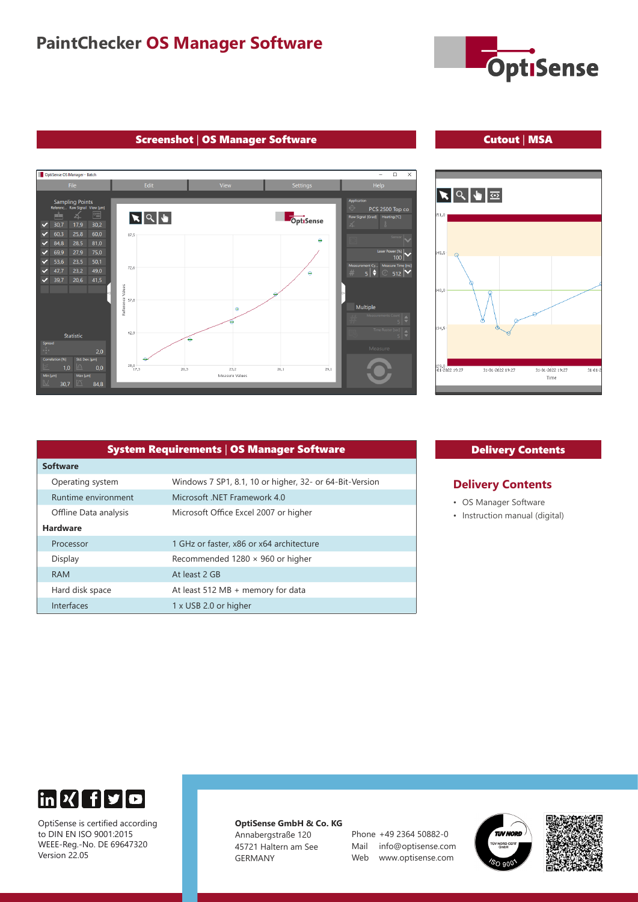# PaintChecker **OS Manager Software**

## Screenshot | OS Manager Software

## Cutout | MSA

## System Requirements | OS Manager Software

| | |
|---|---|
| **Software** | |
| Operating system | Windows 7 SP1, 8.1, 10 or higher, 32- or 64-Bit-Version |
| Runtime environment | Microsoft .NET Framework 4.0 |
| Offline Data analysis | Microsoft Office Excel 2007 or higher |
| **Hardware** | |
| Processor | 1 GHz or faster, x86 or x64 architecture |
| Display | Recommended 1280 × 960 or higher |
| RAM | At least 2 GB |
| Hard disk space | At least 512 MB + memory for data |
| Interfaces | 1 x USB 2.0 or higher |

## Delivery Contents

### Delivery Contents

- OS Manager Software
- Instruction manual (digital)

OptiSense is certified according to DIN EN ISO 9001:2015
WEEE-Reg.-No. DE 69647320
Version 22.05

**OptiSense GmbH & Co. KG**
Annabergstraße 120
45721 Haltern am See
GERMANY

Phone +49 2364 50882-0
Mail info@optisense.com
Web www.optisense.com